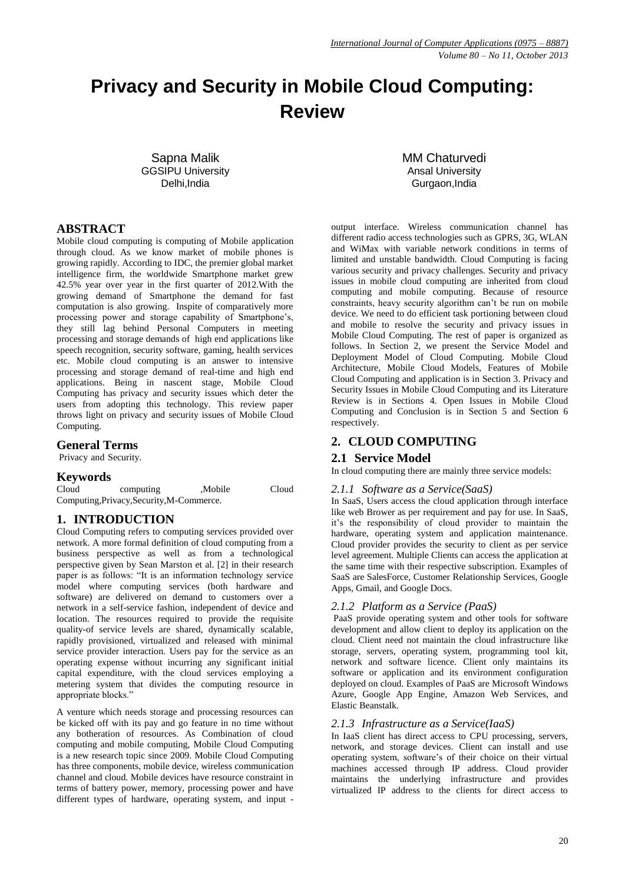# Privacy and Security in Mobile Cloud Computing: Review

Sapna Malik
GGSIPU University
Delhi,India

MM Chaturvedi
Ansal University
Gurgaon,India

## ABSTRACT

Mobile cloud computing is computing of Mobile application through cloud. As we know market of mobile phones is growing rapidly. According to IDC, the premier global market intelligence firm, the worldwide Smartphone market grew 42.5% year over year in the first quarter of 2012.With the growing demand of Smartphone the demand for fast computation is also growing. Inspite of comparatively more processing power and storage capability of Smartphone's, they still lag behind Personal Computers in meeting processing and storage demands of high end applications like speech recognition, security software, gaming, health services etc. Mobile cloud computing is an answer to intensive processing and storage demand of real-time and high end applications. Being in nascent stage, Mobile Cloud Computing has privacy and security issues which deter the users from adopting this technology. This review paper throws light on privacy and security issues of Mobile Cloud Computing.

## General Terms

Privacy and Security.

## Keywords

Cloud computing ,Mobile Cloud Computing,Privacy,Security,M-Commerce.

## 1. INTRODUCTION

Cloud Computing refers to computing services provided over network. A more formal definition of cloud computing from a business perspective as well as from a technological perspective given by Sean Marston et al. [2] in their research paper is as follows: "It is an information technology service model where computing services (both hardware and software) are delivered on demand to customers over a network in a self-service fashion, independent of device and location. The resources required to provide the requisite quality-of service levels are shared, dynamically scalable, rapidly provisioned, virtualized and released with minimal service provider interaction. Users pay for the service as an operating expense without incurring any significant initial capital expenditure, with the cloud services employing a metering system that divides the computing resource in appropriate blocks."

A venture which needs storage and processing resources can be kicked off with its pay and go feature in no time without any botheration of resources. As Combination of cloud computing and mobile computing, Mobile Cloud Computing is a new research topic since 2009. Mobile Cloud Computing has three components, mobile device, wireless communication channel and cloud. Mobile devices have resource constraint in terms of battery power, memory, processing power and have different types of hardware, operating system, and input - output interface. Wireless communication channel has different radio access technologies such as GPRS, 3G, WLAN and WiMax with variable network conditions in terms of limited and unstable bandwidth. Cloud Computing is facing various security and privacy challenges. Security and privacy issues in mobile cloud computing are inherited from cloud computing and mobile computing. Because of resource constraints, heavy security algorithm can't be run on mobile device. We need to do efficient task portioning between cloud and mobile to resolve the security and privacy issues in Mobile Cloud Computing. The rest of paper is organized as follows. In Section 2, we present the Service Model and Deployment Model of Cloud Computing. Mobile Cloud Architecture, Mobile Cloud Models, Features of Mobile Cloud Computing and application is in Section 3. Privacy and Security Issues in Mobile Cloud Computing and its Literature Review is in Sections 4. Open Issues in Mobile Cloud Computing and Conclusion is in Section 5 and Section 6 respectively.

## 2. CLOUD COMPUTING

### 2.1 Service Model

In cloud computing there are mainly three service models:

#### *2.1.1 Software as a Service(SaaS)*

In SaaS, Users access the cloud application through interface like web Brower as per requirement and pay for use. In SaaS, it's the responsibility of cloud provider to maintain the hardware, operating system and application maintenance. Cloud provider provides the security to client as per service level agreement. Multiple Clients can access the application at the same time with their respective subscription. Examples of SaaS are SalesForce, Customer Relationship Services, Google Apps, Gmail, and Google Docs.

#### *2.1.2 Platform as a Service (PaaS)*

PaaS provide operating system and other tools for software development and allow client to deploy its application on the cloud. Client need not maintain the cloud infrastructure like storage, servers, operating system, programming tool kit, network and software licence. Client only maintains its software or application and its environment configuration deployed on cloud. Examples of PaaS are Microsoft Windows Azure, Google App Engine, Amazon Web Services, and Elastic Beanstalk.

#### *2.1.3 Infrastructure as a Service(IaaS)*

In IaaS client has direct access to CPU processing, servers, network, and storage devices. Client can install and use operating system, software's of their choice on their virtual machines accessed through IP address. Cloud provider maintains the underlying infrastructure and provides virtualized IP address to the clients for direct access to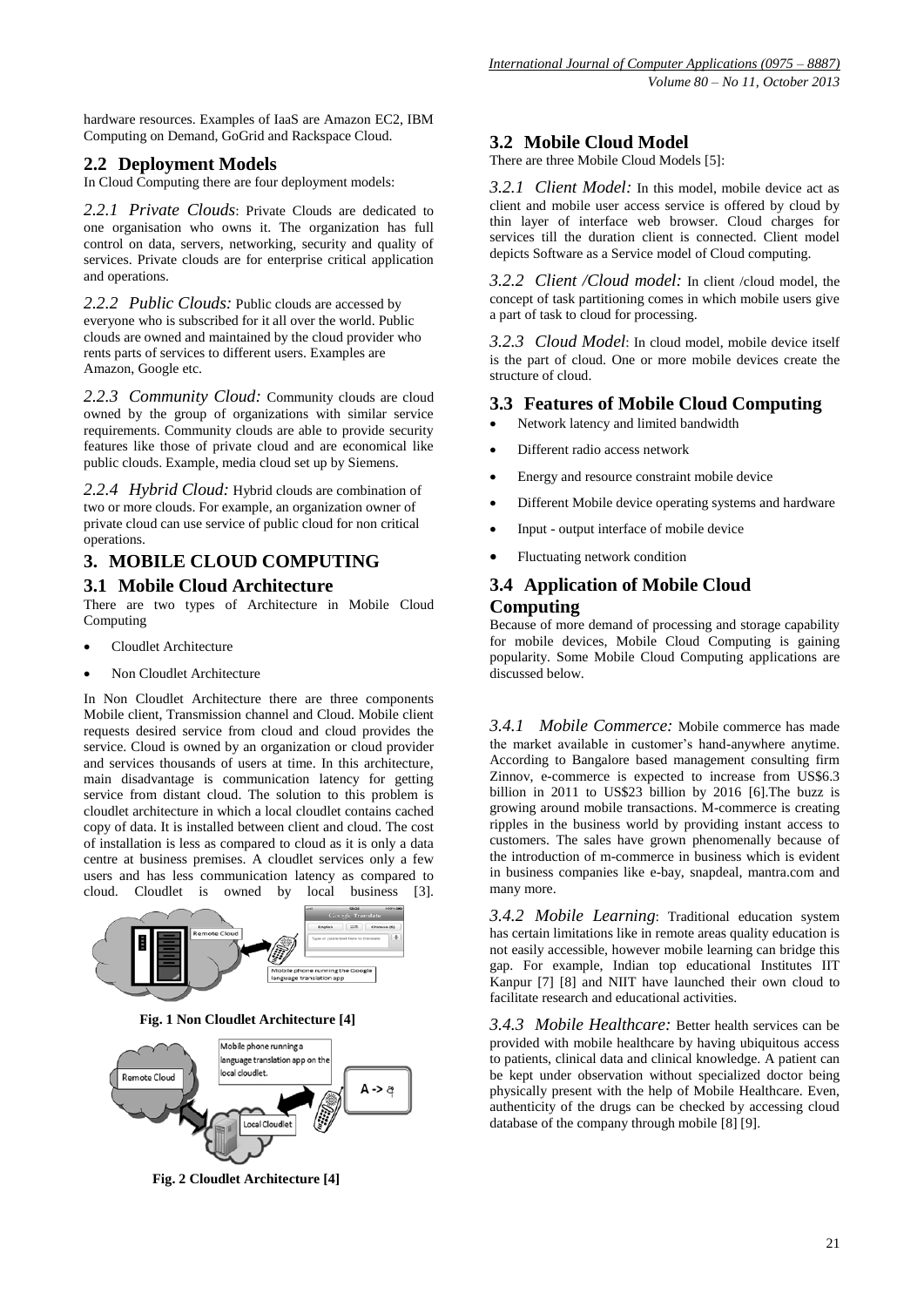hardware resources. Examples of IaaS are Amazon EC2, IBM Computing on Demand, GoGrid and Rackspace Cloud.

## 2.2 Deployment Models

In Cloud Computing there are four deployment models:

*2.2.1 Private Clouds*: Private Clouds are dedicated to one organisation who owns it. The organization has full control on data, servers, networking, security and quality of services. Private clouds are for enterprise critical application and operations.

*2.2.2 Public Clouds:* Public clouds are accessed by everyone who is subscribed for it all over the world. Public clouds are owned and maintained by the cloud provider who rents parts of services to different users. Examples are Amazon, Google etc.

*2.2.3 Community Cloud:* Community clouds are cloud owned by the group of organizations with similar service requirements. Community clouds are able to provide security features like those of private cloud and are economical like public clouds. Example, media cloud set up by Siemens.

*2.2.4 Hybrid Cloud:* Hybrid clouds are combination of two or more clouds. For example, an organization owner of private cloud can use service of public cloud for non critical operations.

# 3. MOBILE CLOUD COMPUTING

## 3.1 Mobile Cloud Architecture

There are two types of Architecture in Mobile Cloud Computing

- Cloudlet Architecture
- Non Cloudlet Architecture

In Non Cloudlet Architecture there are three components Mobile client, Transmission channel and Cloud. Mobile client requests desired service from cloud and cloud provides the service. Cloud is owned by an organization or cloud provider and services thousands of users at time. In this architecture, main disadvantage is communication latency for getting service from distant cloud. The solution to this problem is cloudlet architecture in which a local cloudlet contains cached copy of data. It is installed between client and cloud. The cost of installation is less as compared to cloud as it is only a data centre at business premises. A cloudlet services only a few users and has less communication latency as compared to cloud. Cloudlet is owned by local business [3].

**Fig. 1 Non Cloudlet Architecture [4]**

**Fig. 2 Cloudlet Architecture [4]**

## 3.2 Mobile Cloud Model

There are three Mobile Cloud Models [5]:

*3.2.1 Client Model:* In this model, mobile device act as client and mobile user access service is offered by cloud by thin layer of interface web browser. Cloud charges for services till the duration client is connected. Client model depicts Software as a Service model of Cloud computing.

*3.2.2 Client /Cloud model:* In client /cloud model, the concept of task partitioning comes in which mobile users give a part of task to cloud for processing.

*3.2.3 Cloud Model*: In cloud model, mobile device itself is the part of cloud. One or more mobile devices create the structure of cloud.

## 3.3 Features of Mobile Cloud Computing

- Network latency and limited bandwidth
- Different radio access network
- Energy and resource constraint mobile device
- Different Mobile device operating systems and hardware
- Input - output interface of mobile device
- Fluctuating network condition

## 3.4 Application of Mobile Cloud Computing

Because of more demand of processing and storage capability for mobile devices, Mobile Cloud Computing is gaining popularity. Some Mobile Cloud Computing applications are discussed below.

*3.4.1 Mobile Commerce:* Mobile commerce has made the market available in customer's hand-anywhere anytime. According to Bangalore based management consulting firm Zinnov, e-commerce is expected to increase from US$6.3 billion in 2011 to US$23 billion by 2016 [6].The buzz is growing around mobile transactions. M-commerce is creating ripples in the business world by providing instant access to customers. The sales have grown phenomenally because of the introduction of m-commerce in business which is evident in business companies like e-bay, snapdeal, mantra.com and many more.

*3.4.2 Mobile Learning*: Traditional education system has certain limitations like in remote areas quality education is not easily accessible, however mobile learning can bridge this gap. For example, Indian top educational Institutes IIT Kanpur [7] [8] and NIIT have launched their own cloud to facilitate research and educational activities.

*3.4.3 Mobile Healthcare:* Better health services can be provided with mobile healthcare by having ubiquitous access to patients, clinical data and clinical knowledge. A patient can be kept under observation without specialized doctor being physically present with the help of Mobile Healthcare. Even, authenticity of the drugs can be checked by accessing cloud database of the company through mobile [8] [9].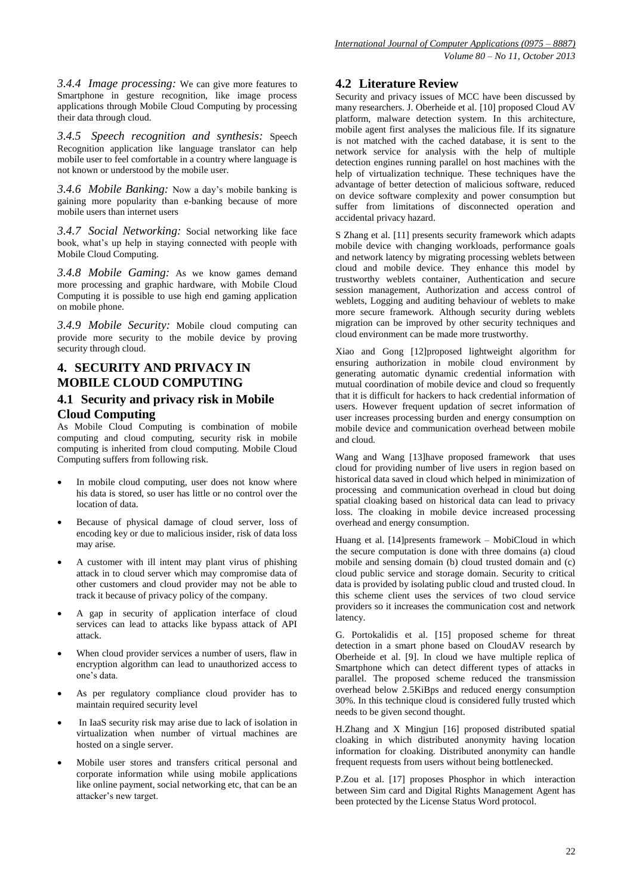*3.4.4 Image processing:* We can give more features to Smartphone in gesture recognition, like image process applications through Mobile Cloud Computing by processing their data through cloud.

*3.4.5 Speech recognition and synthesis:* Speech Recognition application like language translator can help mobile user to feel comfortable in a country where language is not known or understood by the mobile user.

*3.4.6 Mobile Banking:* Now a day's mobile banking is gaining more popularity than e-banking because of more mobile users than internet users

*3.4.7 Social Networking:* Social networking like face book, what's up help in staying connected with people with Mobile Cloud Computing.

*3.4.8 Mobile Gaming:* As we know games demand more processing and graphic hardware, with Mobile Cloud Computing it is possible to use high end gaming application on mobile phone.

*3.4.9 Mobile Security:* Mobile cloud computing can provide more security to the mobile device by proving security through cloud.

## 4. SECURITY AND PRIVACY IN MOBILE CLOUD COMPUTING

### 4.1 Security and privacy risk in Mobile Cloud Computing

As Mobile Cloud Computing is combination of mobile computing and cloud computing, security risk in mobile computing is inherited from cloud computing. Mobile Cloud Computing suffers from following risk.

- In mobile cloud computing, user does not know where his data is stored, so user has little or no control over the location of data.
- Because of physical damage of cloud server, loss of encoding key or due to malicious insider, risk of data loss may arise.
- A customer with ill intent may plant virus of phishing attack in to cloud server which may compromise data of other customers and cloud provider may not be able to track it because of privacy policy of the company.
- A gap in security of application interface of cloud services can lead to attacks like bypass attack of API attack.
- When cloud provider services a number of users, flaw in encryption algorithm can lead to unauthorized access to one's data.
- As per regulatory compliance cloud provider has to maintain required security level
- In IaaS security risk may arise due to lack of isolation in virtualization when number of virtual machines are hosted on a single server.
- Mobile user stores and transfers critical personal and corporate information while using mobile applications like online payment, social networking etc, that can be an attacker's new target.

### 4.2 Literature Review

Security and privacy issues of MCC have been discussed by many researchers. J. Oberheide et al. [10] proposed Cloud AV platform, malware detection system. In this architecture, mobile agent first analyses the malicious file. If its signature is not matched with the cached database, it is sent to the network service for analysis with the help of multiple detection engines running parallel on host machines with the help of virtualization technique. These techniques have the advantage of better detection of malicious software, reduced on device software complexity and power consumption but suffer from limitations of disconnected operation and accidental privacy hazard.

S Zhang et al. [11] presents security framework which adapts mobile device with changing workloads, performance goals and network latency by migrating processing weblets between cloud and mobile device. They enhance this model by trustworthy weblets container, Authentication and secure session management, Authorization and access control of weblets, Logging and auditing behaviour of weblets to make more secure framework. Although security during weblets migration can be improved by other security techniques and cloud environment can be made more trustworthy.

Xiao and Gong [12]proposed lightweight algorithm for ensuring authorization in mobile cloud environment by generating automatic dynamic credential information with mutual coordination of mobile device and cloud so frequently that it is difficult for hackers to hack credential information of users. However frequent updation of secret information of user increases processing burden and energy consumption on mobile device and communication overhead between mobile and cloud.

Wang and Wang [13]have proposed framework that uses cloud for providing number of live users in region based on historical data saved in cloud which helped in minimization of processing and communication overhead in cloud but doing spatial cloaking based on historical data can lead to privacy loss. The cloaking in mobile device increased processing overhead and energy consumption.

Huang et al. [14]presents framework – MobiCloud in which the secure computation is done with three domains (a) cloud mobile and sensing domain (b) cloud trusted domain and (c) cloud public service and storage domain. Security to critical data is provided by isolating public cloud and trusted cloud. In this scheme client uses the services of two cloud service providers so it increases the communication cost and network latency.

G. Portokalidis et al. [15] proposed scheme for threat detection in a smart phone based on CloudAV research by Oberheide et al. [9]. In cloud we have multiple replica of Smartphone which can detect different types of attacks in parallel. The proposed scheme reduced the transmission overhead below 2.5KiBps and reduced energy consumption 30%. In this technique cloud is considered fully trusted which needs to be given second thought.

H.Zhang and X Mingjun [16] proposed distributed spatial cloaking in which distributed anonymity having location information for cloaking. Distributed anonymity can handle frequent requests from users without being bottlenecked.

P.Zou et al. [17] proposes Phosphor in which interaction between Sim card and Digital Rights Management Agent has been protected by the License Status Word protocol.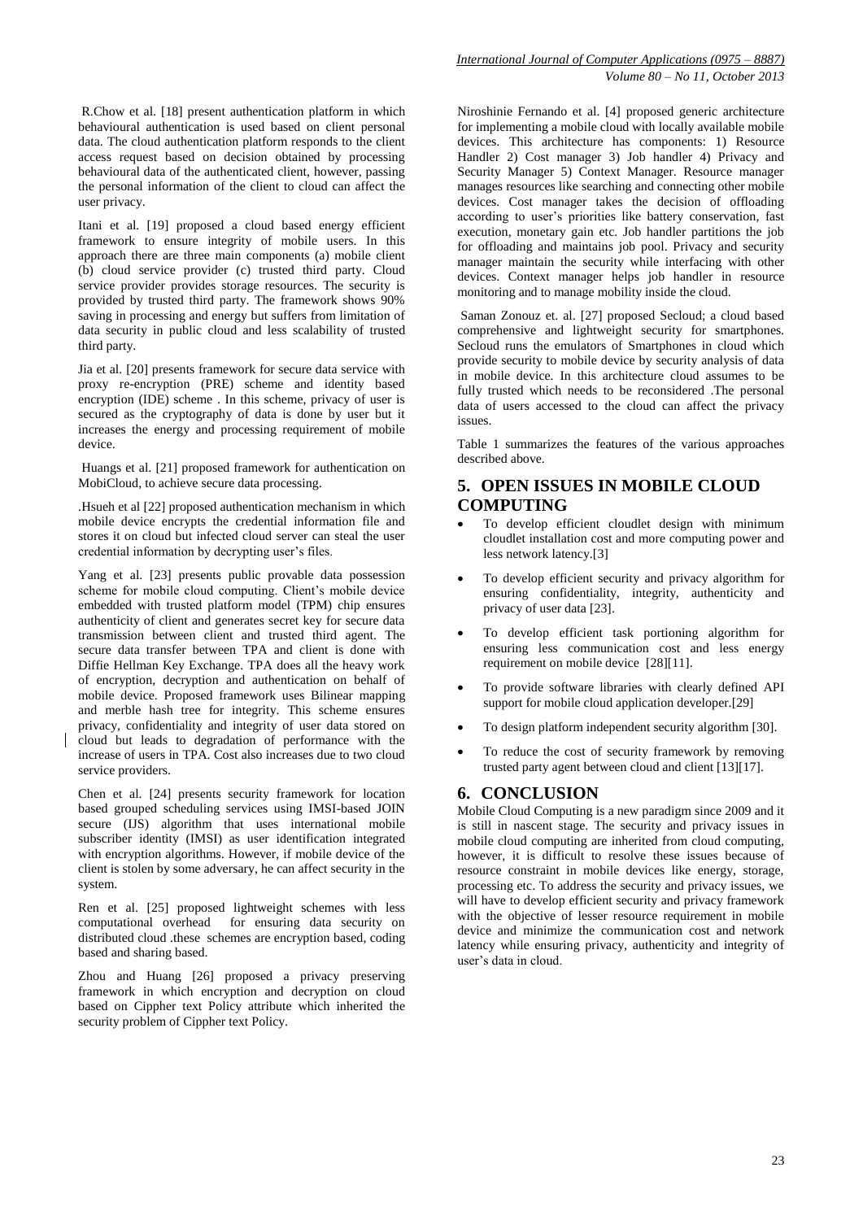R.Chow et al. [18] present authentication platform in which behavioural authentication is used based on client personal data. The cloud authentication platform responds to the client access request based on decision obtained by processing behavioural data of the authenticated client, however, passing the personal information of the client to cloud can affect the user privacy.

Itani et al. [19] proposed a cloud based energy efficient framework to ensure integrity of mobile users. In this approach there are three main components (a) mobile client (b) cloud service provider (c) trusted third party. Cloud service provider provides storage resources. The security is provided by trusted third party. The framework shows 90% saving in processing and energy but suffers from limitation of data security in public cloud and less scalability of trusted third party.

Jia et al. [20] presents framework for secure data service with proxy re-encryption (PRE) scheme and identity based encryption (IDE) scheme . In this scheme, privacy of user is secured as the cryptography of data is done by user but it increases the energy and processing requirement of mobile device.

Huangs et al. [21] proposed framework for authentication on MobiCloud, to achieve secure data processing.

.Hsueh et al [22] proposed authentication mechanism in which mobile device encrypts the credential information file and stores it on cloud but infected cloud server can steal the user credential information by decrypting user's files.

Yang et al. [23] presents public provable data possession scheme for mobile cloud computing. Client's mobile device embedded with trusted platform model (TPM) chip ensures authenticity of client and generates secret key for secure data transmission between client and trusted third agent. The secure data transfer between TPA and client is done with Diffie Hellman Key Exchange. TPA does all the heavy work of encryption, decryption and authentication on behalf of mobile device. Proposed framework uses Bilinear mapping and merble hash tree for integrity. This scheme ensures privacy, confidentiality and integrity of user data stored on cloud but leads to degradation of performance with the increase of users in TPA. Cost also increases due to two cloud service providers.

Chen et al. [24] presents security framework for location based grouped scheduling services using IMSI-based JOIN secure (IJS) algorithm that uses international mobile subscriber identity (IMSI) as user identification integrated with encryption algorithms. However, if mobile device of the client is stolen by some adversary, he can affect security in the system.

Ren et al. [25] proposed lightweight schemes with less computational overhead for ensuring data security on distributed cloud .these schemes are encryption based, coding based and sharing based.

Zhou and Huang [26] proposed a privacy preserving framework in which encryption and decryption on cloud based on Cippher text Policy attribute which inherited the security problem of Cippher text Policy.

Niroshinie Fernando et al. [4] proposed generic architecture for implementing a mobile cloud with locally available mobile devices. This architecture has components: 1) Resource Handler 2) Cost manager 3) Job handler 4) Privacy and Security Manager 5) Context Manager. Resource manager manages resources like searching and connecting other mobile devices. Cost manager takes the decision of offloading according to user's priorities like battery conservation, fast execution, monetary gain etc. Job handler partitions the job for offloading and maintains job pool. Privacy and security manager maintain the security while interfacing with other devices. Context manager helps job handler in resource monitoring and to manage mobility inside the cloud.

Saman Zonouz et. al. [27] proposed Secloud; a cloud based comprehensive and lightweight security for smartphones. Secloud runs the emulators of Smartphones in cloud which provide security to mobile device by security analysis of data in mobile device. In this architecture cloud assumes to be fully trusted which needs to be reconsidered .The personal data of users accessed to the cloud can affect the privacy issues.

Table 1 summarizes the features of the various approaches described above.

## 5. OPEN ISSUES IN MOBILE CLOUD COMPUTING

- To develop efficient cloudlet design with minimum cloudlet installation cost and more computing power and less network latency.[3]
- To develop efficient security and privacy algorithm for ensuring confidentiality, integrity, authenticity and privacy of user data [23].
- To develop efficient task portioning algorithm for ensuring less communication cost and less energy requirement on mobile device [28][11].
- To provide software libraries with clearly defined API support for mobile cloud application developer.[29]
- To design platform independent security algorithm [30].
- To reduce the cost of security framework by removing trusted party agent between cloud and client [13][17].

## 6. CONCLUSION

Mobile Cloud Computing is a new paradigm since 2009 and it is still in nascent stage. The security and privacy issues in mobile cloud computing are inherited from cloud computing, however, it is difficult to resolve these issues because of resource constraint in mobile devices like energy, storage, processing etc. To address the security and privacy issues, we will have to develop efficient security and privacy framework with the objective of lesser resource requirement in mobile device and minimize the communication cost and network latency while ensuring privacy, authenticity and integrity of user's data in cloud.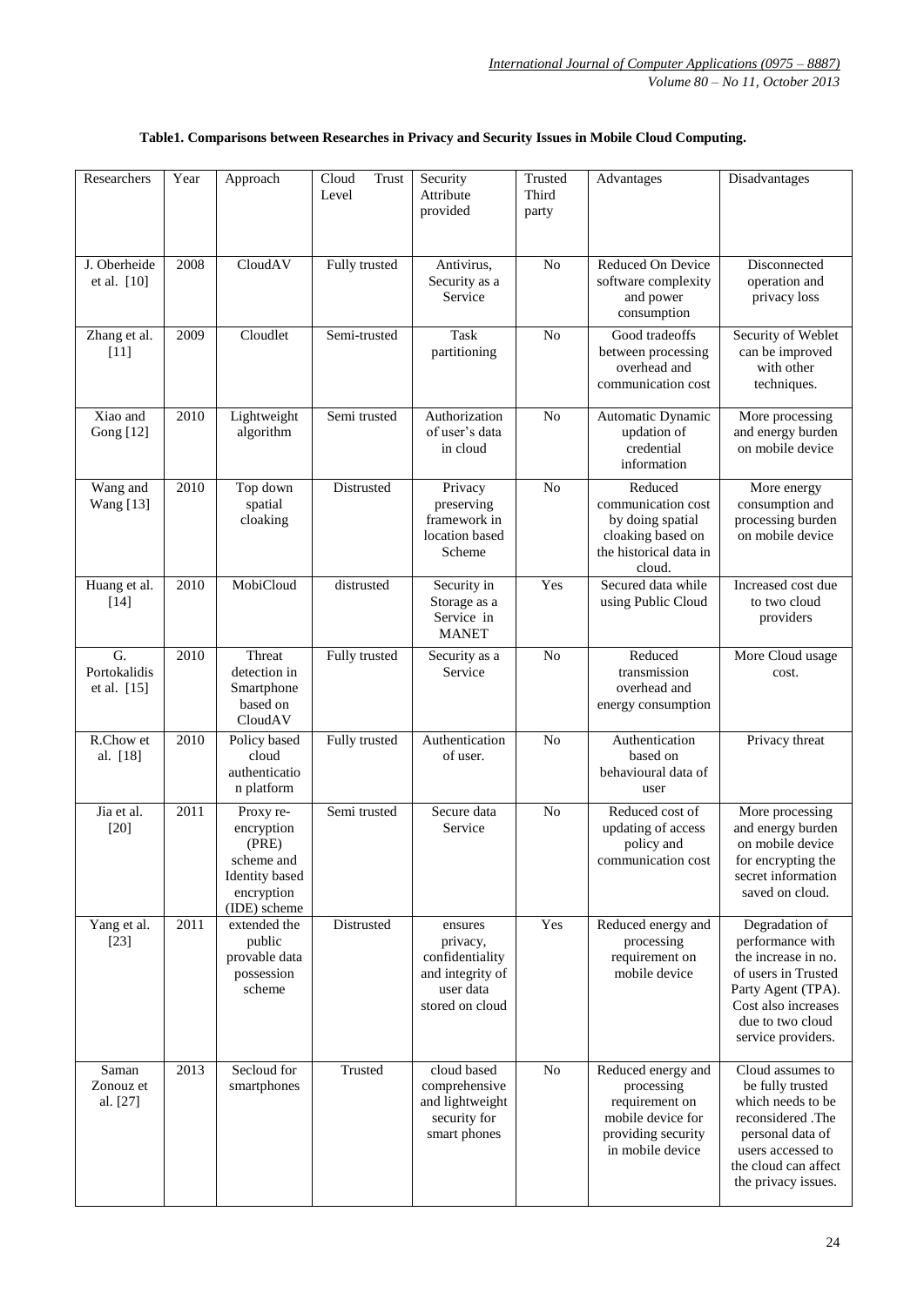**Table1. Comparisons between Researches in Privacy and Security Issues in Mobile Cloud Computing.**

| Researchers | Year | Approach | Cloud Trust Level | Security Attribute provided | Trusted Third party | Advantages | Disadvantages |
|---|---|---|---|---|---|---|---|
| J. Oberheide et al. [10] | 2008 | CloudAV | Fully trusted | Antivirus, Security as a Service | No | Reduced On Device software complexity and power consumption | Disconnected operation and privacy loss |
| Zhang et al. [11] | 2009 | Cloudlet | Semi-trusted | Task partitioning | No | Good tradeoffs between processing overhead and communication cost | Security of Weblet can be improved with other techniques. |
| Xiao and Gong [12] | 2010 | Lightweight algorithm | Semi trusted | Authorization of user's data in cloud | No | Automatic Dynamic updation of credential information | More processing and energy burden on mobile device |
| Wang and Wang [13] | 2010 | Top down spatial cloaking | Distrusted | Privacy preserving framework in location based Scheme | No | Reduced communication cost by doing spatial cloaking based on the historical data in cloud. | More energy consumption and processing burden on mobile device |
| Huang et al. [14] | 2010 | MobiCloud | distrusted | Security in Storage as a Service in MANET | Yes | Secured data while using Public Cloud | Increased cost due to two cloud providers |
| G. Portokalidis et al. [15] | 2010 | Threat detection in Smartphone based on CloudAV | Fully trusted | Security as a Service | No | Reduced transmission overhead and energy consumption | More Cloud usage cost. |
| R.Chow et al. [18] | 2010 | Policy based cloud authenticatio n platform | Fully trusted | Authentication of user. | No | Authentication based on behavioural data of user | Privacy threat |
| Jia et al. [20] | 2011 | Proxy re-encryption (PRE) scheme and Identity based encryption (IDE) scheme | Semi trusted | Secure data Service | No | Reduced cost of updating of access policy and communication cost | More processing and energy burden on mobile device for encrypting the secret information saved on cloud. |
| Yang et al. [23] | 2011 | extended the public provable data possession scheme | Distrusted | ensures privacy, confidentiality and integrity of user data stored on cloud | Yes | Reduced energy and processing requirement on mobile device | Degradation of performance with the increase in no. of users in Trusted Party Agent (TPA). Cost also increases due to two cloud service providers. |
| Saman Zonouz et al. [27] | 2013 | Secloud for smartphones | Trusted | cloud based comprehensive and lightweight security for smart phones | No | Reduced energy and processing requirement on mobile device for providing security in mobile device | Cloud assumes to be fully trusted which needs to be reconsidered .The personal data of users accessed to the cloud can affect the privacy issues. |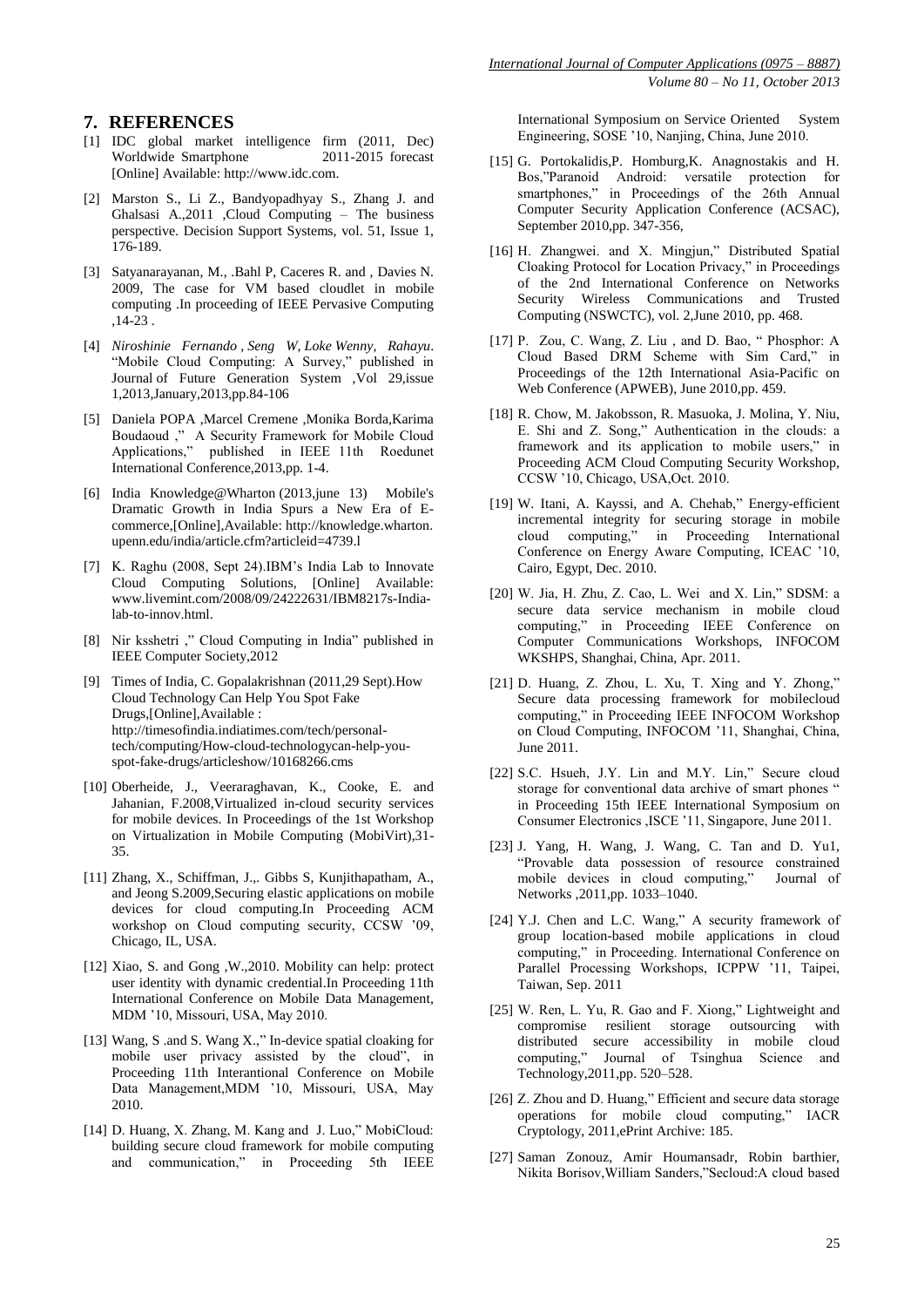## 7. REFERENCES

[1] IDC global market intelligence firm (2011, Dec) Worldwide Smartphone 2011-2015 forecast [Online] Available: http://www.idc.com.

[2] Marston S., Li Z., Bandyopadhyay S., Zhang J. and Ghalsasi A.,2011 ,Cloud Computing – The business perspective. Decision Support Systems, vol. 51, Issue 1, 176-189.

[3] Satyanarayanan, M., .Bahl P, Caceres R. and , Davies N. 2009, The case for VM based cloudlet in mobile computing .In proceeding of IEEE Pervasive Computing ,14-23 .

[4] *Niroshinie Fernando , Seng W, Loke Wenny, Rahayu*. "Mobile Cloud Computing: A Survey," published in Journal of Future Generation System ,Vol 29,issue 1,2013,January,2013,pp.84-106

[5] Daniela POPA ,Marcel Cremene ,Monika Borda,Karima Boudaoud ," A Security Framework for Mobile Cloud Applications," published in IEEE 11th Roedunet International Conference,2013,pp. 1-4.

[6] India Knowledge@Wharton (2013,june 13) Mobile's Dramatic Growth in India Spurs a New Era of E-commerce,[Online],Available: http://knowledge.wharton.upenn.edu/india/article.cfm?articleid=4739.l

[7] K. Raghu (2008, Sept 24).IBM's India Lab to Innovate Cloud Computing Solutions, [Online] Available: www.livemint.com/2008/09/24222631/IBM8217s-India-lab-to-innov.html.

[8] Nir ksshetri ," Cloud Computing in India" published in IEEE Computer Society,2012

[9] Times of India, C. Gopalakrishnan (2011,29 Sept).How Cloud Technology Can Help You Spot Fake Drugs,[Online],Available : http://timesofindia.indiatimes.com/tech/personal-tech/computing/How-cloud-technologycan-help-you-spot-fake-drugs/articleshow/10168266.cms

[10] Oberheide, J., Veeraraghavan, K., Cooke, E. and Jahanian, F.2008,Virtualized in-cloud security services for mobile devices. In Proceedings of the 1st Workshop on Virtualization in Mobile Computing (MobiVirt),31-35.

[11] Zhang, X., Schiffman, J.,. Gibbs S, Kunjithapatham, A., and Jeong S.2009,Securing elastic applications on mobile devices for cloud computing.In Proceeding ACM workshop on Cloud computing security, CCSW '09, Chicago, IL, USA.

[12] Xiao, S. and Gong ,W.,2010. Mobility can help: protect user identity with dynamic credential.In Proceeding 11th International Conference on Mobile Data Management, MDM '10, Missouri, USA, May 2010.

[13] Wang, S .and S. Wang X.," In-device spatial cloaking for mobile user privacy assisted by the cloud", in Proceeding 11th Interantional Conference on Mobile Data Management,MDM '10, Missouri, USA, May 2010.

[14] D. Huang, X. Zhang, M. Kang and J. Luo," MobiCloud: building secure cloud framework for mobile computing and communication," in Proceeding 5th IEEE International Symposium on Service Oriented System Engineering, SOSE '10, Nanjing, China, June 2010.

[15] G. Portokalidis,P. Homburg,K. Anagnostakis and H. Bos,"Paranoid Android: versatile protection for smartphones," in Proceedings of the 26th Annual Computer Security Application Conference (ACSAC), September 2010,pp. 347-356,

[16] H. Zhangwei. and X. Mingjun," Distributed Spatial Cloaking Protocol for Location Privacy," in Proceedings of the 2nd International Conference on Networks Security Wireless Communications and Trusted Computing (NSWCTC), vol. 2,June 2010, pp. 468.

[17] P. Zou, C. Wang, Z. Liu , and D. Bao, " Phosphor: A Cloud Based DRM Scheme with Sim Card," in Proceedings of the 12th International Asia-Pacific on Web Conference (APWEB), June 2010,pp. 459.

[18] R. Chow, M. Jakobsson, R. Masuoka, J. Molina, Y. Niu, E. Shi and Z. Song," Authentication in the clouds: a framework and its application to mobile users," in Proceeding ACM Cloud Computing Security Workshop, CCSW '10, Chicago, USA,Oct. 2010.

[19] W. Itani, A. Kayssi, and A. Chehab," Energy-efficient incremental integrity for securing storage in mobile cloud computing," in Proceeding International Conference on Energy Aware Computing, ICEAC '10, Cairo, Egypt, Dec. 2010.

[20] W. Jia, H. Zhu, Z. Cao, L. Wei and X. Lin," SDSM: a secure data service mechanism in mobile cloud computing," in Proceeding IEEE Conference on Computer Communications Workshops, INFOCOM WKSHPS, Shanghai, China, Apr. 2011.

[21] D. Huang, Z. Zhou, L. Xu, T. Xing and Y. Zhong," Secure data processing framework for mobilecloud computing," in Proceeding IEEE INFOCOM Workshop on Cloud Computing, INFOCOM '11, Shanghai, China, June 2011.

[22] S.C. Hsueh, J.Y. Lin and M.Y. Lin," Secure cloud storage for conventional data archive of smart phones " in Proceeding 15th IEEE International Symposium on Consumer Electronics ,ISCE '11, Singapore, June 2011.

[23] J. Yang, H. Wang, J. Wang, C. Tan and D. Yu1, "Provable data possession of resource constrained mobile devices in cloud computing," Journal of Networks ,2011,pp. 1033–1040.

[24] Y.J. Chen and L.C. Wang," A security framework of group location-based mobile applications in cloud computing," in Proceeding. International Conference on Parallel Processing Workshops, ICPPW '11, Taipei, Taiwan, Sep. 2011

[25] W. Ren, L. Yu, R. Gao and F. Xiong," Lightweight and compromise resilient storage outsourcing with distributed secure accessibility in mobile cloud computing," Journal of Tsinghua Science and Technology,2011,pp. 520–528.

[26] Z. Zhou and D. Huang," Efficient and secure data storage operations for mobile cloud computing," IACR Cryptology, 2011,ePrint Archive: 185.

[27] Saman Zonouz, Amir Houmansadr, Robin barthier, Nikita Borisov,William Sanders,"Secloud:A cloud based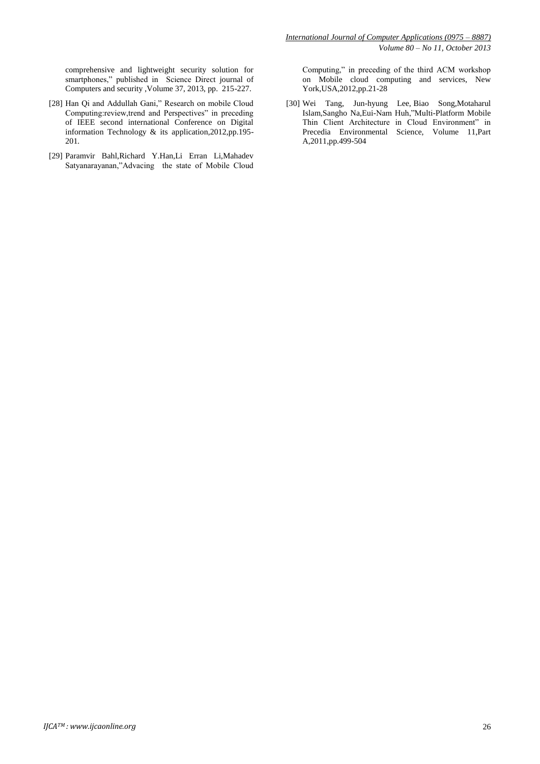comprehensive and lightweight security solution for smartphones," published in Science Direct journal of Computers and security ,Volume 37, 2013, pp. 215-227.

[28] Han Qi and Addullah Gani," Research on mobile Cloud Computing:review,trend and Perspectives" in preceding of IEEE second international Conference on Digital information Technology & its application,2012,pp.195-201.

[29] Paramvir Bahl,Richard Y.Han,Li Erran Li,Mahadev Satyanarayanan,"Advacing the state of Mobile Cloud Computing," in preceding of the third ACM workshop on Mobile cloud computing and services, New York,USA,2012,pp.21-28

[30] Wei Tang, Jun-hyung Lee, Biao Song,Motaharul Islam,Sangho Na,Eui-Nam Huh,"Multi-Platform Mobile Thin Client Architecture in Cloud Environment" in Precedia Environmental Science, Volume 11,Part A,2011,pp.499-504